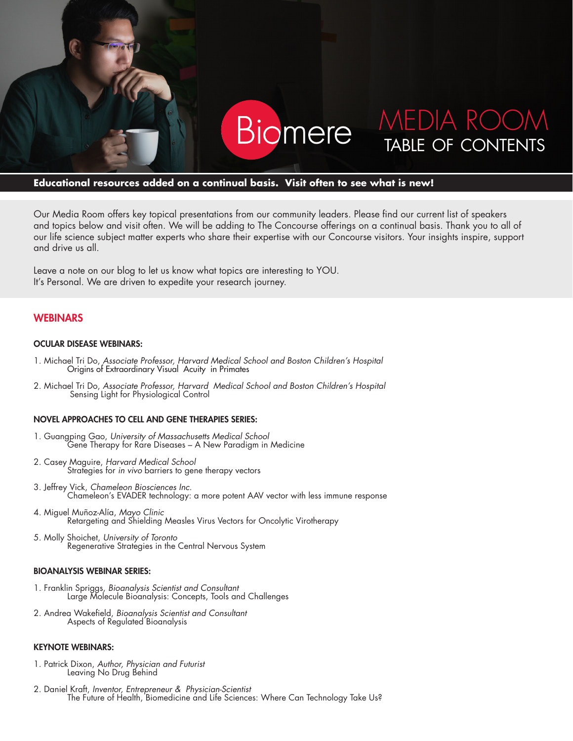# Biomere MEDIA ROOM TABLE OF CONTENTS

**Educational resources added on a continual basis. Visit often to see what is new!**

Our Media Room offers key topical presentations from our community leaders. Please find our current list of speakers and topics below and visit often. We will be adding to The Concourse offerings on a continual basis. Thank you to all of our life science subject matter experts who share their expertise with our Concourse visitors. Your insights inspire, support and drive us all.

Leave a note on our blog to let us know what topics are interesting to YOU.
It's Personal. We are driven to expedite your research journey.

## WEBINARS

### OCULAR DISEASE WEBINARS:

1. Michael Tri Do, *Associate Professor, Harvard Medical School and Boston Children's Hospital*
   Origins of Extraordinary Visual Acuity in Primates
2. Michael Tri Do, *Associate Professor, Harvard Medical School and Boston Children's Hospital*
   Sensing Light for Physiological Control

### NOVEL APPROACHES TO CELL AND GENE THERAPIES SERIES:

1. Guangping Gao, *University of Massachusetts Medical School*
   Gene Therapy for Rare Diseases – A New Paradigm in Medicine
2. Casey Maguire, *Harvard Medical School*
   Strategies for *in vivo* barriers to gene therapy vectors
3. Jeffrey Vick, *Chameleon Biosciences Inc.*
   Chameleon's EVADER technology: a more potent AAV vector with less immune response
4. Miguel Muñoz-Alía, *Mayo Clinic*
   Retargeting and Shielding Measles Virus Vectors for Oncolytic Virotherapy
5. Molly Shoichet, *University of Toronto*
   Regenerative Strategies in the Central Nervous System

### BIOANALYSIS WEBINAR SERIES:

1. Franklin Spriggs, *Bioanalysis Scientist and Consultant*
   Large Molecule Bioanalysis: Concepts, Tools and Challenges
2. Andrea Wakefield, *Bioanalysis Scientist and Consultant*
   Aspects of Regulated Bioanalysis

### KEYNOTE WEBINARS:

1. Patrick Dixon, *Author, Physician and Futurist*
   Leaving No Drug Behind
2. Daniel Kraft, *Inventor, Entrepreneur & Physician-Scientist*
   The Future of Health, Biomedicine and Life Sciences: Where Can Technology Take Us?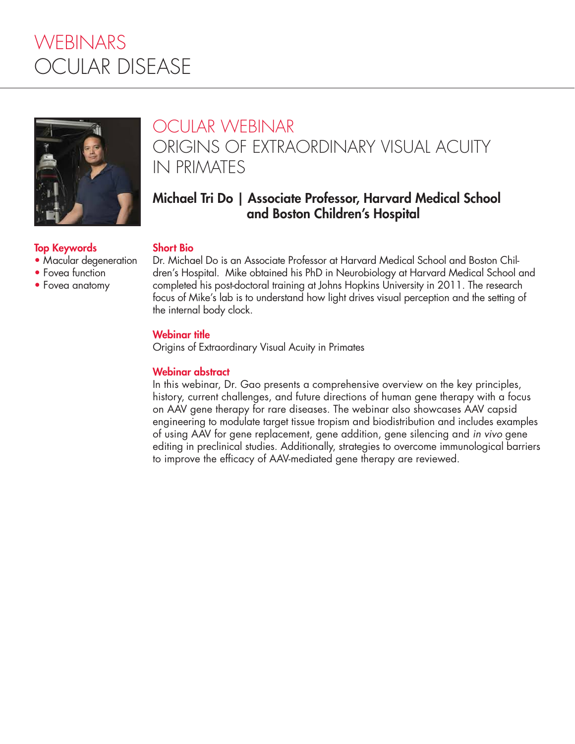# WEBINARS
# OCULAR DISEASE

## OCULAR WEBINAR
## ORIGINS OF EXTRAORDINARY VISUAL ACUITY IN PRIMATES

**Michael Tri Do | Associate Professor, Harvard Medical School and Boston Children's Hospital**

**Top Keywords**

- Macular degeneration
- Fovea function
- Fovea anatomy

**Short Bio**

Dr. Michael Do is an Associate Professor at Harvard Medical School and Boston Children's Hospital. Mike obtained his PhD in Neurobiology at Harvard Medical School and completed his post-doctoral training at Johns Hopkins University in 2011. The research focus of Mike's lab is to understand how light drives visual perception and the setting of the internal body clock.

**Webinar title**

Origins of Extraordinary Visual Acuity in Primates

**Webinar abstract**

In this webinar, Dr. Gao presents a comprehensive overview on the key principles, history, current challenges, and future directions of human gene therapy with a focus on AAV gene therapy for rare diseases. The webinar also showcases AAV capsid engineering to modulate target tissue tropism and biodistribution and includes examples of using AAV for gene replacement, gene addition, gene silencing and *in vivo* gene editing in preclinical studies. Additionally, strategies to overcome immunological barriers to improve the efficacy of AAV-mediated gene therapy are reviewed.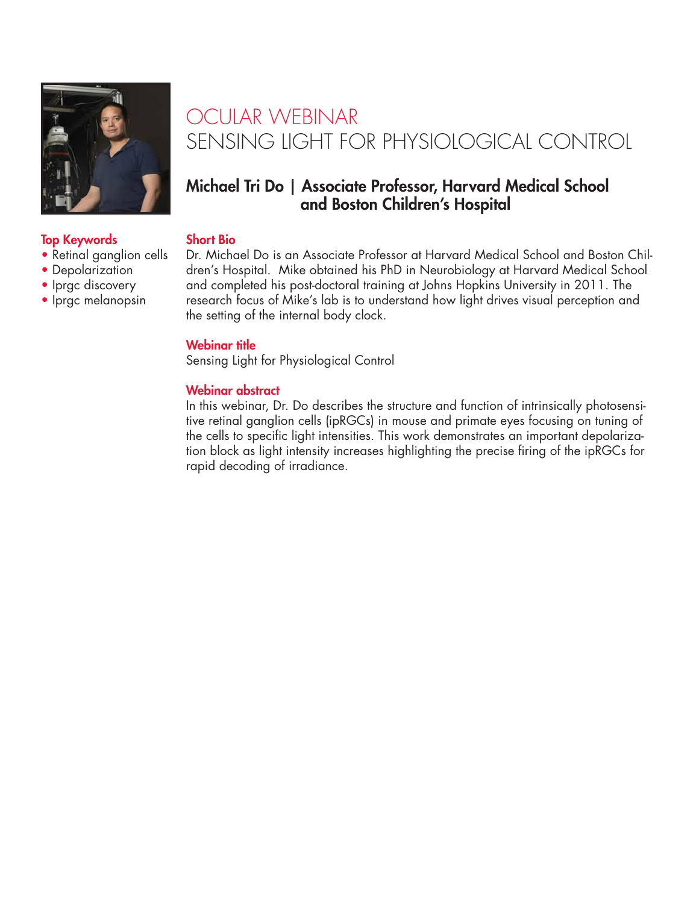# OCULAR WEBINAR
# SENSING LIGHT FOR PHYSIOLOGICAL CONTROL

## Michael Tri Do | Associate Professor, Harvard Medical School and Boston Children's Hospital

### Top Keywords

- Retinal ganglion cells
- Depolarization
- Iprgc discovery
- Iprgc melanopsin

### Short Bio

Dr. Michael Do is an Associate Professor at Harvard Medical School and Boston Children's Hospital. Mike obtained his PhD in Neurobiology at Harvard Medical School and completed his post-doctoral training at Johns Hopkins University in 2011. The research focus of Mike's lab is to understand how light drives visual perception and the setting of the internal body clock.

### Webinar title

Sensing Light for Physiological Control

### Webinar abstract

In this webinar, Dr. Do describes the structure and function of intrinsically photosensitive retinal ganglion cells (ipRGCs) in mouse and primate eyes focusing on tuning of the cells to specific light intensities. This work demonstrates an important depolarization block as light intensity increases highlighting the precise firing of the ipRGCs for rapid decoding of irradiance.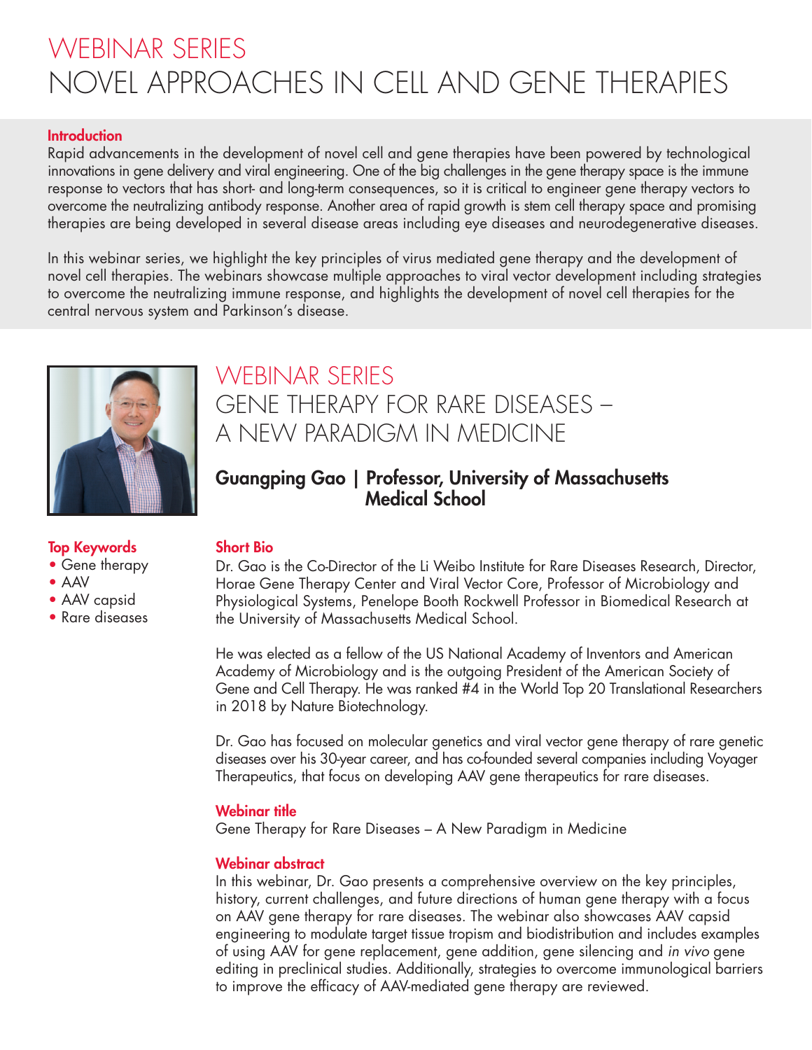# WEBINAR SERIES
# NOVEL APPROACHES IN CELL AND GENE THERAPIES

### Introduction

Rapid advancements in the development of novel cell and gene therapies have been powered by technological innovations in gene delivery and viral engineering. One of the big challenges in the gene therapy space is the immune response to vectors that has short- and long-term consequences, so it is critical to engineer gene therapy vectors to overcome the neutralizing antibody response. Another area of rapid growth is stem cell therapy space and promising therapies are being developed in several disease areas including eye diseases and neurodegenerative diseases.

In this webinar series, we highlight the key principles of virus mediated gene therapy and the development of novel cell therapies. The webinars showcase multiple approaches to viral vector development including strategies to overcome the neutralizing immune response, and highlights the development of novel cell therapies for the central nervous system and Parkinson's disease.

## WEBINAR SERIES
## GENE THERAPY FOR RARE DISEASES – A NEW PARADIGM IN MEDICINE

**Guangping Gao | Professor, University of Massachusetts Medical School**

### Top Keywords

- Gene therapy
- AAV
- AAV capsid
- Rare diseases

### Short Bio

Dr. Gao is the Co-Director of the Li Weibo Institute for Rare Diseases Research, Director, Horae Gene Therapy Center and Viral Vector Core, Professor of Microbiology and Physiological Systems, Penelope Booth Rockwell Professor in Biomedical Research at the University of Massachusetts Medical School.

He was elected as a fellow of the US National Academy of Inventors and American Academy of Microbiology and is the outgoing President of the American Society of Gene and Cell Therapy. He was ranked #4 in the World Top 20 Translational Researchers in 2018 by Nature Biotechnology.

Dr. Gao has focused on molecular genetics and viral vector gene therapy of rare genetic diseases over his 30-year career, and has co-founded several companies including Voyager Therapeutics, that focus on developing AAV gene therapeutics for rare diseases.

### Webinar title

Gene Therapy for Rare Diseases – A New Paradigm in Medicine

### Webinar abstract

In this webinar, Dr. Gao presents a comprehensive overview on the key principles, history, current challenges, and future directions of human gene therapy with a focus on AAV gene therapy for rare diseases. The webinar also showcases AAV capsid engineering to modulate target tissue tropism and biodistribution and includes examples of using AAV for gene replacement, gene addition, gene silencing and *in vivo* gene editing in preclinical studies. Additionally, strategies to overcome immunological barriers to improve the efficacy of AAV-mediated gene therapy are reviewed.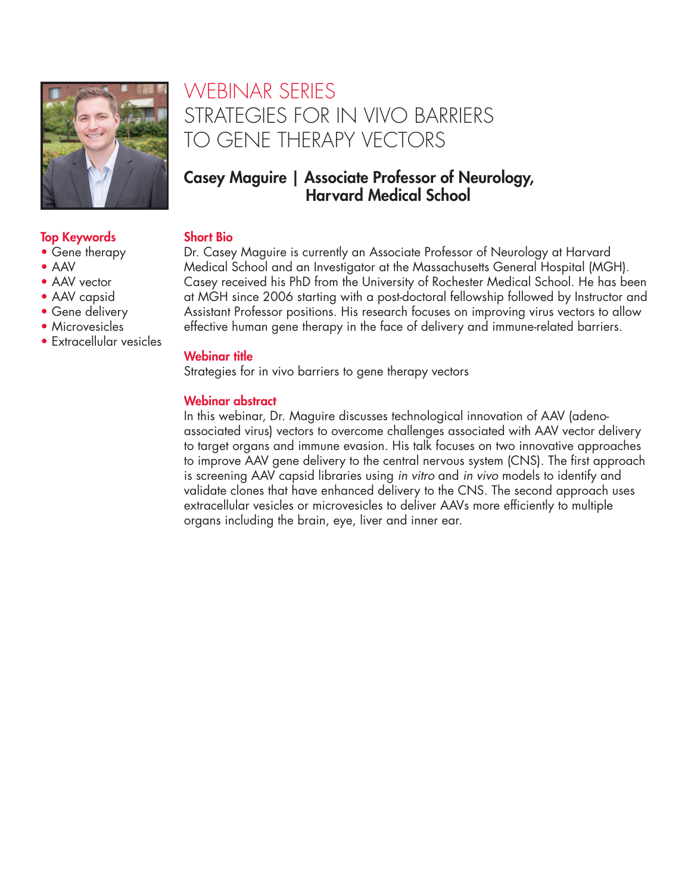# WEBINAR SERIES

## STRATEGIES FOR IN VIVO BARRIERS TO GENE THERAPY VECTORS

### Casey Maguire | Associate Professor of Neurology, Harvard Medical School

**Top Keywords**

- Gene therapy
- AAV
- AAV vector
- AAV capsid
- Gene delivery
- Microvesicles
- Extracellular vesicles

**Short Bio**

Dr. Casey Maguire is currently an Associate Professor of Neurology at Harvard Medical School and an Investigator at the Massachusetts General Hospital (MGH). Casey received his PhD from the University of Rochester Medical School. He has been at MGH since 2006 starting with a post-doctoral fellowship followed by Instructor and Assistant Professor positions. His research focuses on improving virus vectors to allow effective human gene therapy in the face of delivery and immune-related barriers.

**Webinar title**

Strategies for in vivo barriers to gene therapy vectors

**Webinar abstract**

In this webinar, Dr. Maguire discusses technological innovation of AAV (adeno-associated virus) vectors to overcome challenges associated with AAV vector delivery to target organs and immune evasion. His talk focuses on two innovative approaches to improve AAV gene delivery to the central nervous system (CNS). The first approach is screening AAV capsid libraries using *in vitro* and *in vivo* models to identify and validate clones that have enhanced delivery to the CNS. The second approach uses extracellular vesicles or microvesicles to deliver AAVs more efficiently to multiple organs including the brain, eye, liver and inner ear.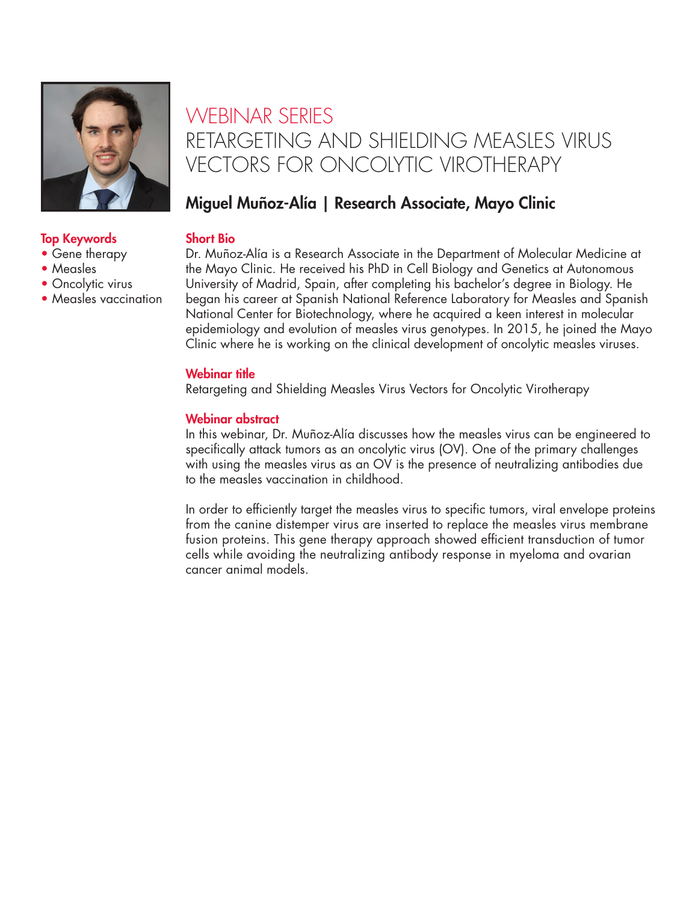# WEBINAR SERIES

# RETARGETING AND SHIELDING MEASLES VIRUS VECTORS FOR ONCOLYTIC VIROTHERAPY

## Miguel Muñoz-Alía | Research Associate, Mayo Clinic

**Top Keywords**

- Gene therapy
- Measles
- Oncolytic virus
- Measles vaccination

**Short Bio**

Dr. Muñoz-Alía is a Research Associate in the Department of Molecular Medicine at the Mayo Clinic. He received his PhD in Cell Biology and Genetics at Autonomous University of Madrid, Spain, after completing his bachelor's degree in Biology. He began his career at Spanish National Reference Laboratory for Measles and Spanish National Center for Biotechnology, where he acquired a keen interest in molecular epidemiology and evolution of measles virus genotypes. In 2015, he joined the Mayo Clinic where he is working on the clinical development of oncolytic measles viruses.

**Webinar title**

Retargeting and Shielding Measles Virus Vectors for Oncolytic Virotherapy

**Webinar abstract**

In this webinar, Dr. Muñoz-Alía discusses how the measles virus can be engineered to specifically attack tumors as an oncolytic virus (OV). One of the primary challenges with using the measles virus as an OV is the presence of neutralizing antibodies due to the measles vaccination in childhood.

In order to efficiently target the measles virus to specific tumors, viral envelope proteins from the canine distemper virus are inserted to replace the measles virus membrane fusion proteins. This gene therapy approach showed efficient transduction of tumor cells while avoiding the neutralizing antibody response in myeloma and ovarian cancer animal models.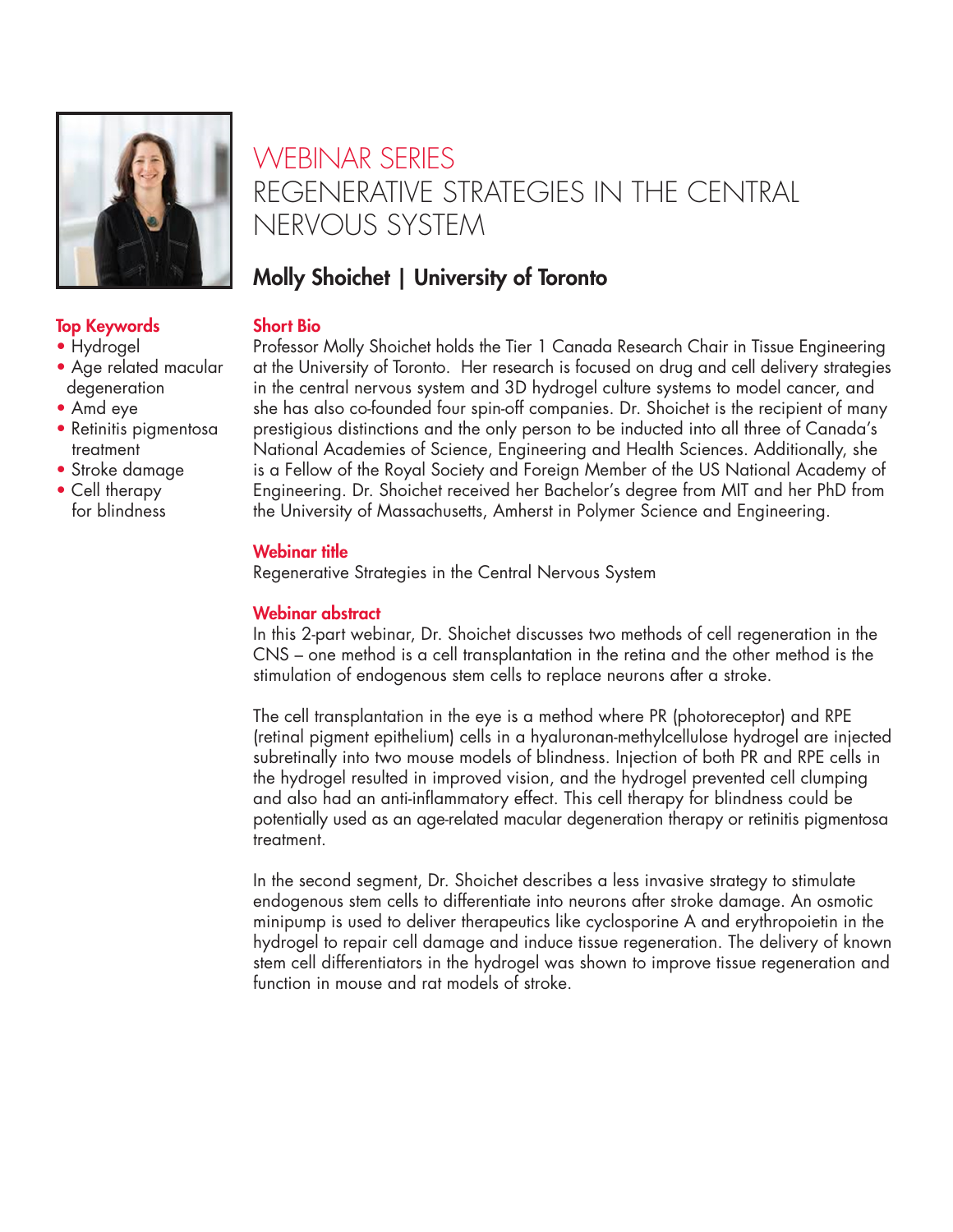# WEBINAR SERIES
# REGENERATIVE STRATEGIES IN THE CENTRAL NERVOUS SYSTEM

## Molly Shoichet | University of Toronto

### Top Keywords

- Hydrogel
- Age related macular degeneration
- Amd eye
- Retinitis pigmentosa treatment
- Stroke damage
- Cell therapy for blindness

### Short Bio

Professor Molly Shoichet holds the Tier 1 Canada Research Chair in Tissue Engineering at the University of Toronto. Her research is focused on drug and cell delivery strategies in the central nervous system and 3D hydrogel culture systems to model cancer, and she has also co-founded four spin-off companies. Dr. Shoichet is the recipient of many prestigious distinctions and the only person to be inducted into all three of Canada's National Academies of Science, Engineering and Health Sciences. Additionally, she is a Fellow of the Royal Society and Foreign Member of the US National Academy of Engineering. Dr. Shoichet received her Bachelor's degree from MIT and her PhD from the University of Massachusetts, Amherst in Polymer Science and Engineering.

### Webinar title

Regenerative Strategies in the Central Nervous System

### Webinar abstract

In this 2-part webinar, Dr. Shoichet discusses two methods of cell regeneration in the CNS – one method is a cell transplantation in the retina and the other method is the stimulation of endogenous stem cells to replace neurons after a stroke.

The cell transplantation in the eye is a method where PR (photoreceptor) and RPE (retinal pigment epithelium) cells in a hyaluronan-methylcellulose hydrogel are injected subretinally into two mouse models of blindness. Injection of both PR and RPE cells in the hydrogel resulted in improved vision, and the hydrogel prevented cell clumping and also had an anti-inflammatory effect. This cell therapy for blindness could be potentially used as an age-related macular degeneration therapy or retinitis pigmentosa treatment.

In the second segment, Dr. Shoichet describes a less invasive strategy to stimulate endogenous stem cells to differentiate into neurons after stroke damage. An osmotic minipump is used to deliver therapeutics like cyclosporine A and erythropoietin in the hydrogel to repair cell damage and induce tissue regeneration. The delivery of known stem cell differentiators in the hydrogel was shown to improve tissue regeneration and function in mouse and rat models of stroke.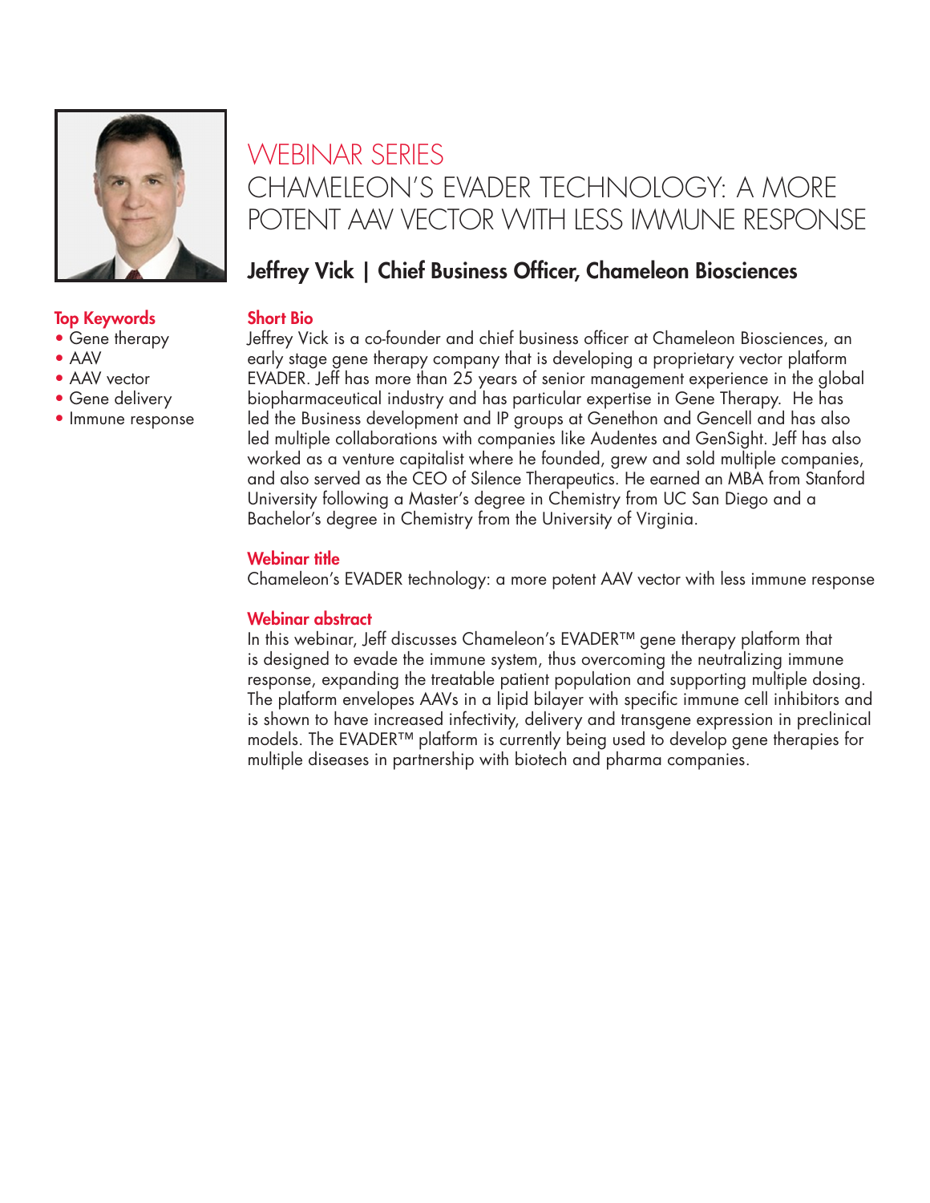# WEBINAR SERIES

## CHAMELEON'S EVADER TECHNOLOGY: A MORE POTENT AAV VECTOR WITH LESS IMMUNE RESPONSE

### Jeffrey Vick | Chief Business Officer, Chameleon Biosciences

**Top Keywords**

- Gene therapy
- AAV
- AAV vector
- Gene delivery
- Immune response

**Short Bio**

Jeffrey Vick is a co-founder and chief business officer at Chameleon Biosciences, an early stage gene therapy company that is developing a proprietary vector platform EVADER. Jeff has more than 25 years of senior management experience in the global biopharmaceutical industry and has particular expertise in Gene Therapy. He has led the Business development and IP groups at Genethon and Gencell and has also led multiple collaborations with companies like Audentes and GenSight. Jeff has also worked as a venture capitalist where he founded, grew and sold multiple companies, and also served as the CEO of Silence Therapeutics. He earned an MBA from Stanford University following a Master's degree in Chemistry from UC San Diego and a Bachelor's degree in Chemistry from the University of Virginia.

**Webinar title**

Chameleon's EVADER technology: a more potent AAV vector with less immune response

**Webinar abstract**

In this webinar, Jeff discusses Chameleon's EVADER™ gene therapy platform that is designed to evade the immune system, thus overcoming the neutralizing immune response, expanding the treatable patient population and supporting multiple dosing. The platform envelopes AAVs in a lipid bilayer with specific immune cell inhibitors and is shown to have increased infectivity, delivery and transgene expression in preclinical models. The EVADER™ platform is currently being used to develop gene therapies for multiple diseases in partnership with biotech and pharma companies.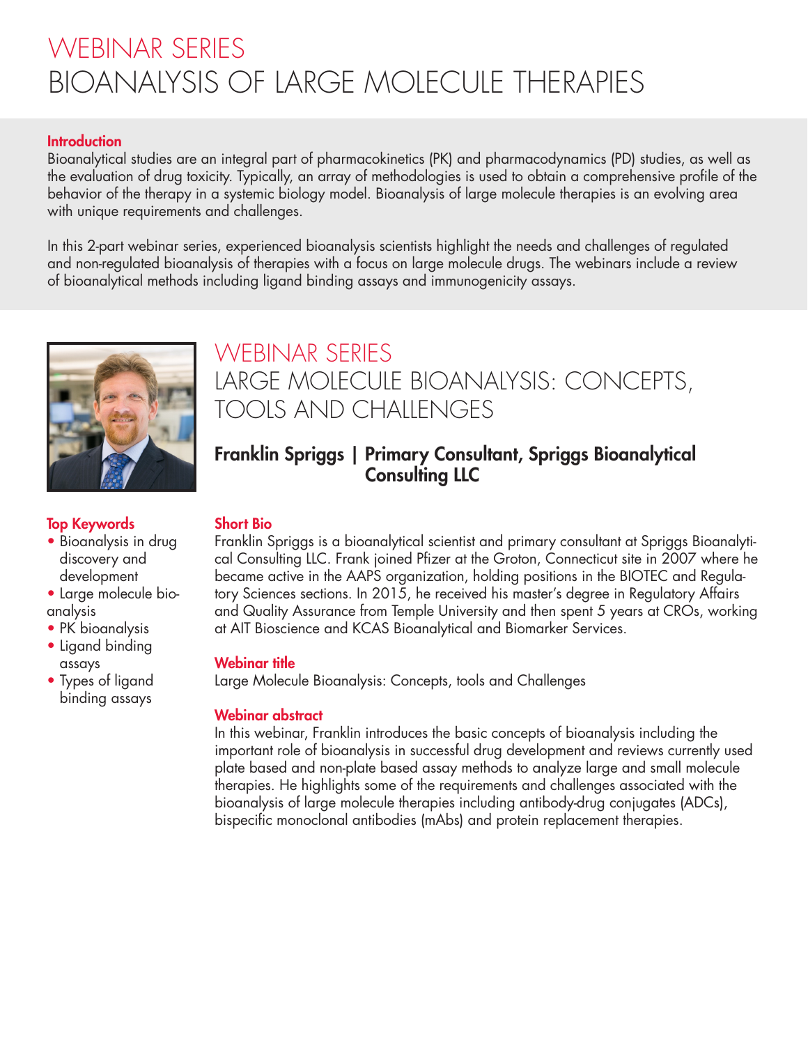# WEBINAR SERIES
# BIOANALYSIS OF LARGE MOLECULE THERAPIES

**Introduction**

Bioanalytical studies are an integral part of pharmacokinetics (PK) and pharmacodynamics (PD) studies, as well as the evaluation of drug toxicity. Typically, an array of methodologies is used to obtain a comprehensive profile of the behavior of the therapy in a systemic biology model. Bioanalysis of large molecule therapies is an evolving area with unique requirements and challenges.

In this 2-part webinar series, experienced bioanalysis scientists highlight the needs and challenges of regulated and non-regulated bioanalysis of therapies with a focus on large molecule drugs. The webinars include a review of bioanalytical methods including ligand binding assays and immunogenicity assays.

## WEBINAR SERIES
## LARGE MOLECULE BIOANALYSIS: CONCEPTS, TOOLS AND CHALLENGES

### Franklin Spriggs | Primary Consultant, Spriggs Bioanalytical Consulting LLC

**Top Keywords**

- Bioanalysis in drug discovery and development
- Large molecule bioanalysis
- PK bioanalysis
- Ligand binding assays
- Types of ligand binding assays

**Short Bio**

Franklin Spriggs is a bioanalytical scientist and primary consultant at Spriggs Bioanalytical Consulting LLC. Frank joined Pfizer at the Groton, Connecticut site in 2007 where he became active in the AAPS organization, holding positions in the BIOTEC and Regulatory Sciences sections. In 2015, he received his master's degree in Regulatory Affairs and Quality Assurance from Temple University and then spent 5 years at CROs, working at AIT Bioscience and KCAS Bioanalytical and Biomarker Services.

**Webinar title**

Large Molecule Bioanalysis: Concepts, tools and Challenges

**Webinar abstract**

In this webinar, Franklin introduces the basic concepts of bioanalysis including the important role of bioanalysis in successful drug development and reviews currently used plate based and non-plate based assay methods to analyze large and small molecule therapies. He highlights some of the requirements and challenges associated with the bioanalysis of large molecule therapies including antibody-drug conjugates (ADCs), bispecific monoclonal antibodies (mAbs) and protein replacement therapies.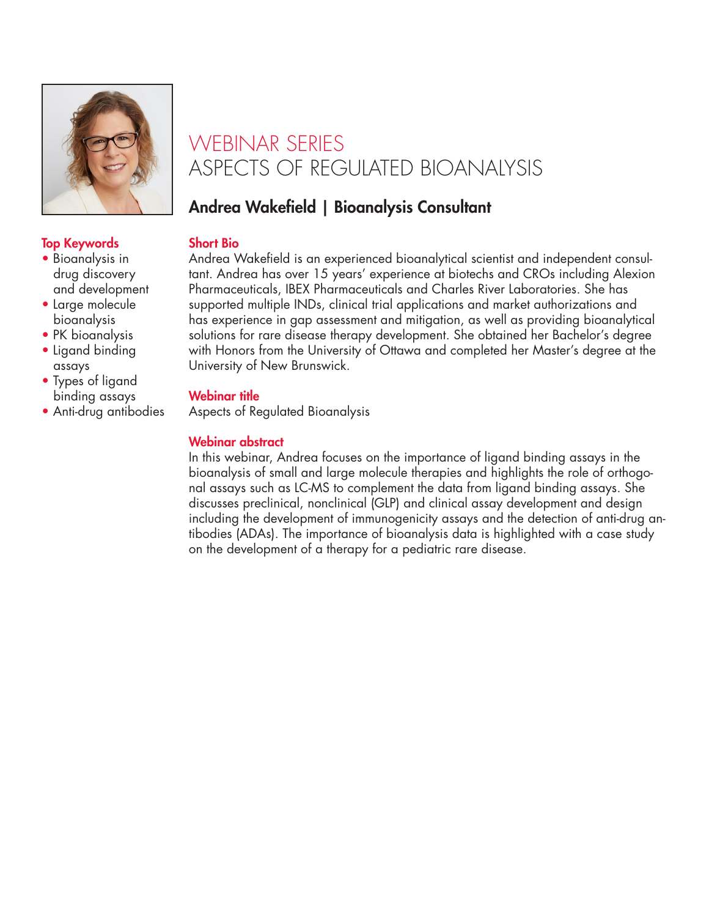# WEBINAR SERIES
# ASPECTS OF REGULATED BIOANALYSIS

## Andrea Wakefield | Bioanalysis Consultant

**Top Keywords**

- Bioanalysis in drug discovery and development
- Large molecule bioanalysis
- PK bioanalysis
- Ligand binding assays
- Types of ligand binding assays
- Anti-drug antibodies

**Short Bio**

Andrea Wakefield is an experienced bioanalytical scientist and independent consultant. Andrea has over 15 years' experience at biotechs and CROs including Alexion Pharmaceuticals, IBEX Pharmaceuticals and Charles River Laboratories. She has supported multiple INDs, clinical trial applications and market authorizations and has experience in gap assessment and mitigation, as well as providing bioanalytical solutions for rare disease therapy development. She obtained her Bachelor's degree with Honors from the University of Ottawa and completed her Master's degree at the University of New Brunswick.

**Webinar title**

Aspects of Regulated Bioanalysis

**Webinar abstract**

In this webinar, Andrea focuses on the importance of ligand binding assays in the bioanalysis of small and large molecule therapies and highlights the role of orthogonal assays such as LC-MS to complement the data from ligand binding assays. She discusses preclinical, nonclinical (GLP) and clinical assay development and design including the development of immunogenicity assays and the detection of anti-drug antibodies (ADAs). The importance of bioanalysis data is highlighted with a case study on the development of a therapy for a pediatric rare disease.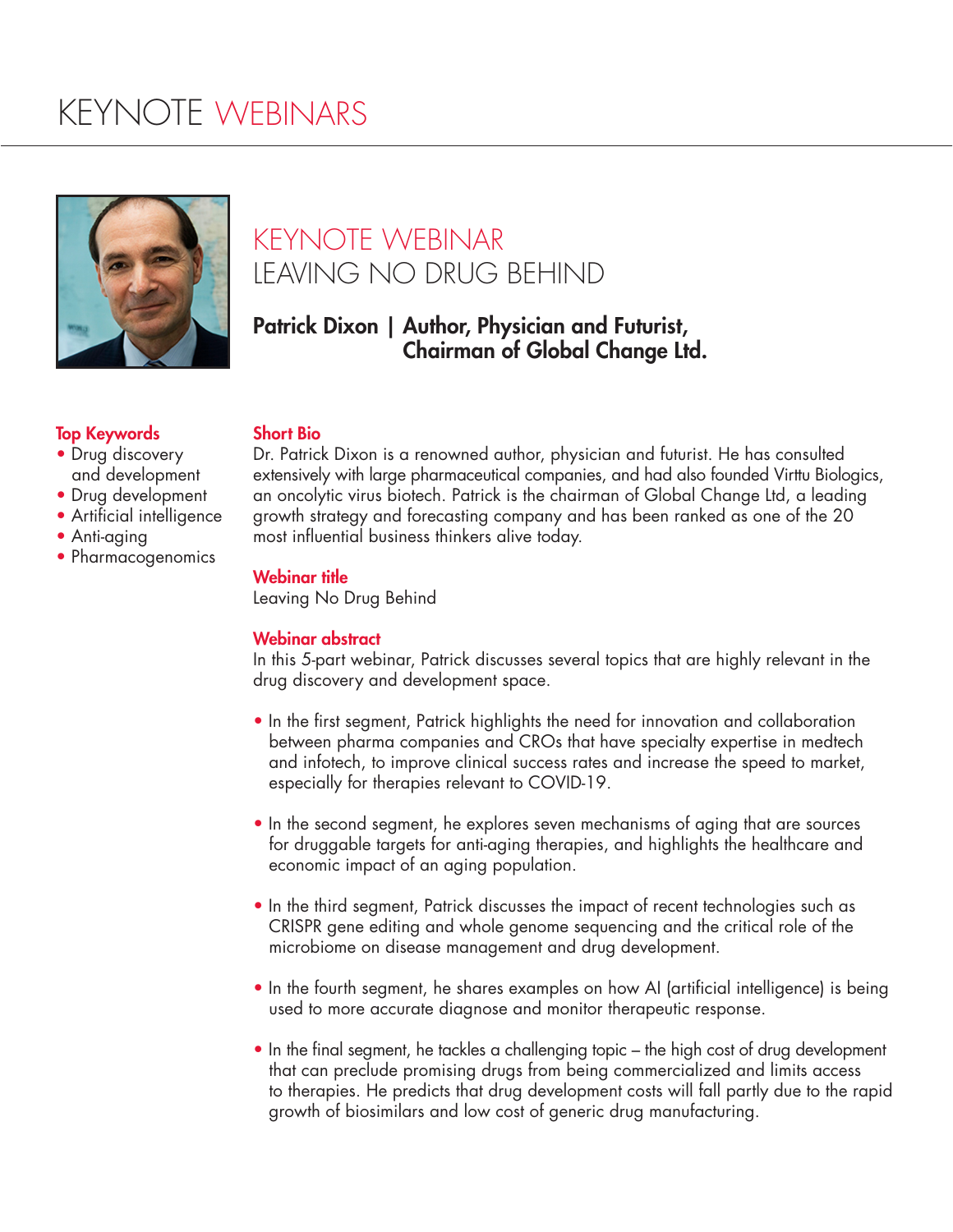# KEYNOTE WEBINARS

## KEYNOTE WEBINAR
## LEAVING NO DRUG BEHIND

**Patrick Dixon | Author, Physician and Futurist, Chairman of Global Change Ltd.**

**Top Keywords**

- Drug discovery and development
- Drug development
- Artificial intelligence
- Anti-aging
- Pharmacogenomics

**Short Bio**

Dr. Patrick Dixon is a renowned author, physician and futurist. He has consulted extensively with large pharmaceutical companies, and had also founded Virttu Biologics, an oncolytic virus biotech. Patrick is the chairman of Global Change Ltd, a leading growth strategy and forecasting company and has been ranked as one of the 20 most influential business thinkers alive today.

**Webinar title**

Leaving No Drug Behind

**Webinar abstract**

In this 5-part webinar, Patrick discusses several topics that are highly relevant in the drug discovery and development space.

- In the first segment, Patrick highlights the need for innovation and collaboration between pharma companies and CROs that have specialty expertise in medtech and infotech, to improve clinical success rates and increase the speed to market, especially for therapies relevant to COVID-19.
- In the second segment, he explores seven mechanisms of aging that are sources for druggable targets for anti-aging therapies, and highlights the healthcare and economic impact of an aging population.
- In the third segment, Patrick discusses the impact of recent technologies such as CRISPR gene editing and whole genome sequencing and the critical role of the microbiome on disease management and drug development.
- In the fourth segment, he shares examples on how AI (artificial intelligence) is being used to more accurate diagnose and monitor therapeutic response.
- In the final segment, he tackles a challenging topic – the high cost of drug development that can preclude promising drugs from being commercialized and limits access to therapies. He predicts that drug development costs will fall partly due to the rapid growth of biosimilars and low cost of generic drug manufacturing.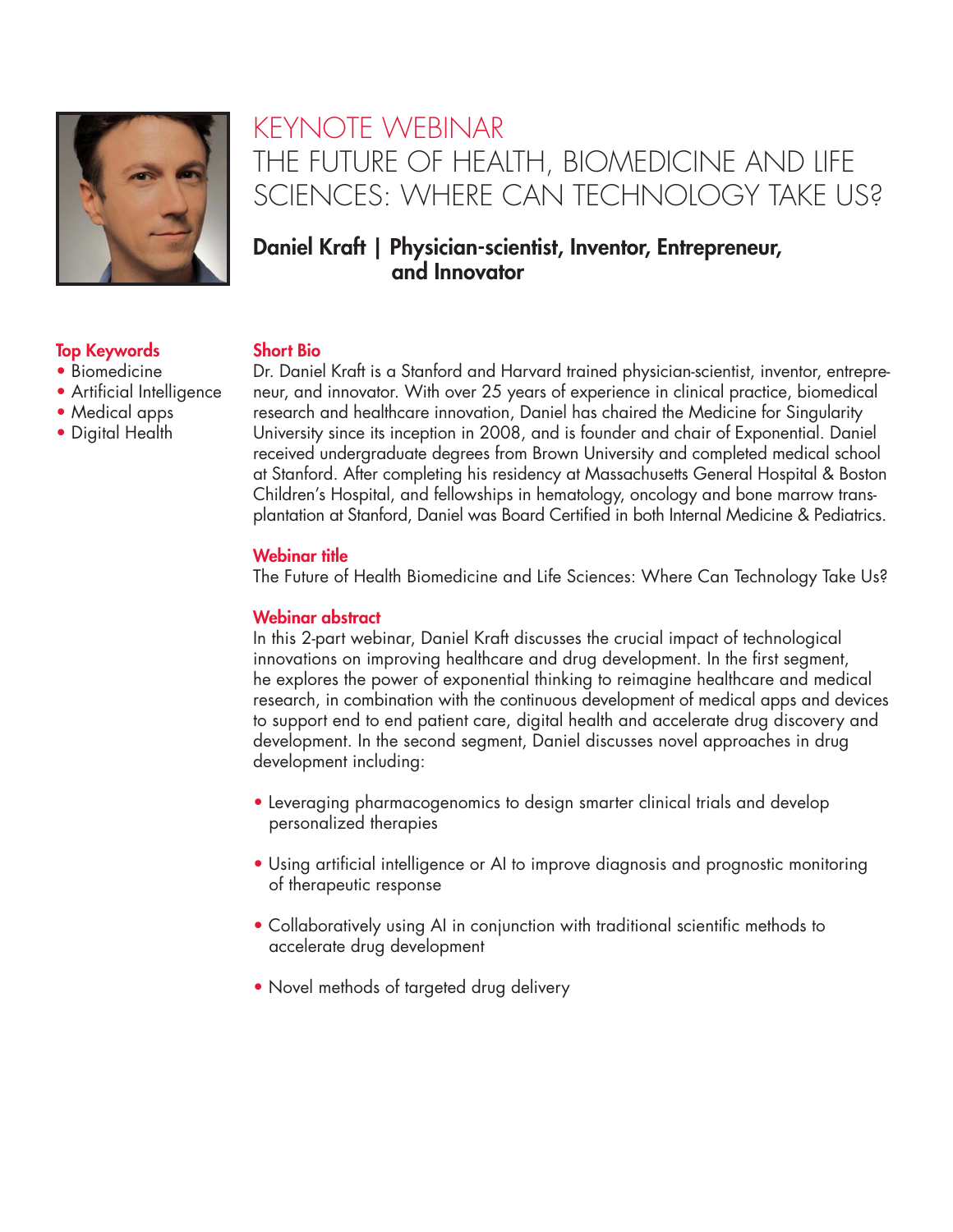# KEYNOTE WEBINAR

## THE FUTURE OF HEALTH, BIOMEDICINE AND LIFE SCIENCES: WHERE CAN TECHNOLOGY TAKE US?

**Daniel Kraft | Physician-scientist, Inventor, Entrepreneur, and Innovator**

**Top Keywords**

- Biomedicine
- Artificial Intelligence
- Medical apps
- Digital Health

**Short Bio**

Dr. Daniel Kraft is a Stanford and Harvard trained physician-scientist, inventor, entrepreneur, and innovator. With over 25 years of experience in clinical practice, biomedical research and healthcare innovation, Daniel has chaired the Medicine for Singularity University since its inception in 2008, and is founder and chair of Exponential. Daniel received undergraduate degrees from Brown University and completed medical school at Stanford. After completing his residency at Massachusetts General Hospital & Boston Children's Hospital, and fellowships in hematology, oncology and bone marrow transplantation at Stanford, Daniel was Board Certified in both Internal Medicine & Pediatrics.

**Webinar title**

The Future of Health Biomedicine and Life Sciences: Where Can Technology Take Us?

**Webinar abstract**

In this 2-part webinar, Daniel Kraft discusses the crucial impact of technological innovations on improving healthcare and drug development. In the first segment, he explores the power of exponential thinking to reimagine healthcare and medical research, in combination with the continuous development of medical apps and devices to support end to end patient care, digital health and accelerate drug discovery and development. In the second segment, Daniel discusses novel approaches in drug development including:

- Leveraging pharmacogenomics to design smarter clinical trials and develop personalized therapies
- Using artificial intelligence or AI to improve diagnosis and prognostic monitoring of therapeutic response
- Collaboratively using AI in conjunction with traditional scientific methods to accelerate drug development
- Novel methods of targeted drug delivery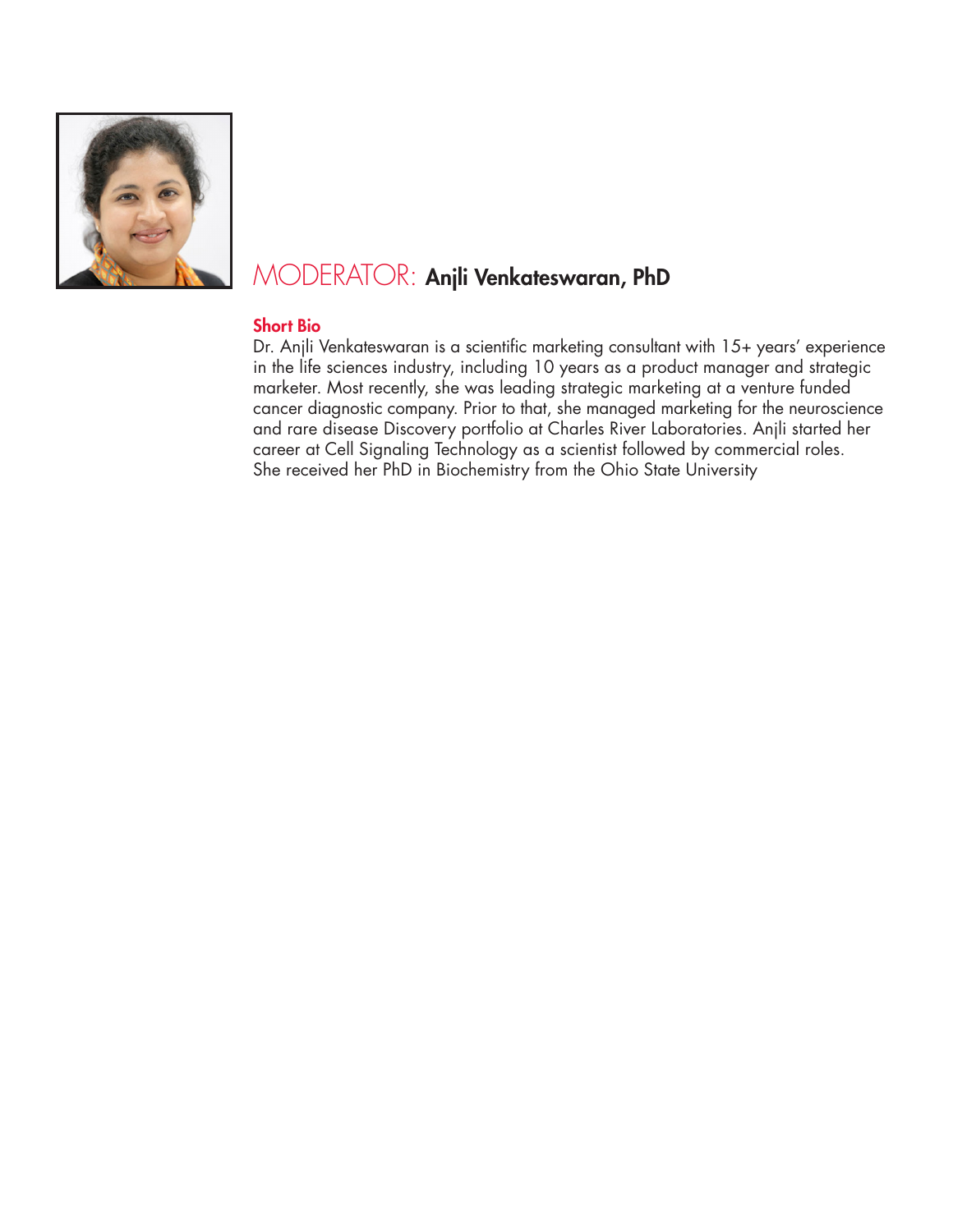## MODERATOR: **Anjli Venkateswaran, PhD**

### Short Bio

Dr. Anjli Venkateswaran is a scientific marketing consultant with 15+ years' experience in the life sciences industry, including 10 years as a product manager and strategic marketer. Most recently, she was leading strategic marketing at a venture funded cancer diagnostic company. Prior to that, she managed marketing for the neuroscience and rare disease Discovery portfolio at Charles River Laboratories. Anjli started her career at Cell Signaling Technology as a scientist followed by commercial roles. She received her PhD in Biochemistry from the Ohio State University